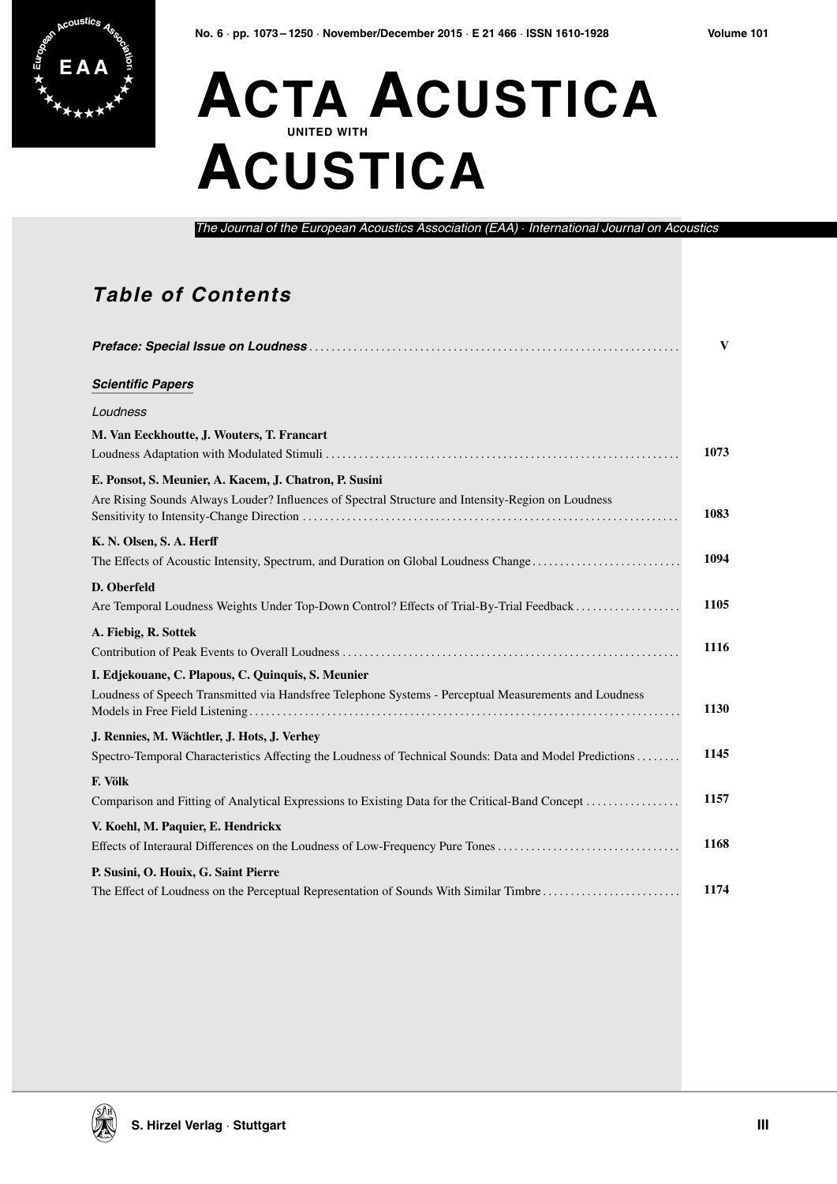# ACTA ACUSTICA UNITED WITH ACUSTICA

*The Journal of the European Acoustics Association (EAA) · International Journal on Acoustics*

## *Table of Contents*

***Preface: Special Issue on Loudness*** ........ V

***Scientific Papers***

*Loudness*

**M. Van Eeckhoutte, J. Wouters, T. Francart**
Loudness Adaptation with Modulated Stimuli ........ 1073

**E. Ponsot, S. Meunier, A. Kacem, J. Chatron, P. Susini**
Are Rising Sounds Always Louder? Influences of Spectral Structure and Intensity-Region on Loudness Sensitivity to Intensity-Change Direction ........ 1083

**K. N. Olsen, S. A. Herff**
The Effects of Acoustic Intensity, Spectrum, and Duration on Global Loudness Change ........ 1094

**D. Oberfeld**
Are Temporal Loudness Weights Under Top-Down Control? Effects of Trial-By-Trial Feedback ........ 1105

**A. Fiebig, R. Sottek**
Contribution of Peak Events to Overall Loudness ........ 1116

**I. Edjekouane, C. Plapous, C. Quinquis, S. Meunier**
Loudness of Speech Transmitted via Handsfree Telephone Systems - Perceptual Measurements and Loudness Models in Free Field Listening ........ 1130

**J. Rennies, M. Wächtler, J. Hots, J. Verhey**
Spectro-Temporal Characteristics Affecting the Loudness of Technical Sounds: Data and Model Predictions ........ 1145

**F. Völk**
Comparison and Fitting of Analytical Expressions to Existing Data for the Critical-Band Concept ........ 1157

**V. Koehl, M. Paquier, E. Hendrickx**
Effects of Interaural Differences on the Loudness of Low-Frequency Pure Tones ........ 1168

**P. Susini, O. Houix, G. Saint Pierre**
The Effect of Loudness on the Perceptual Representation of Sounds With Similar Timbre ........ 1174

S. Hirzel Verlag · Stuttgart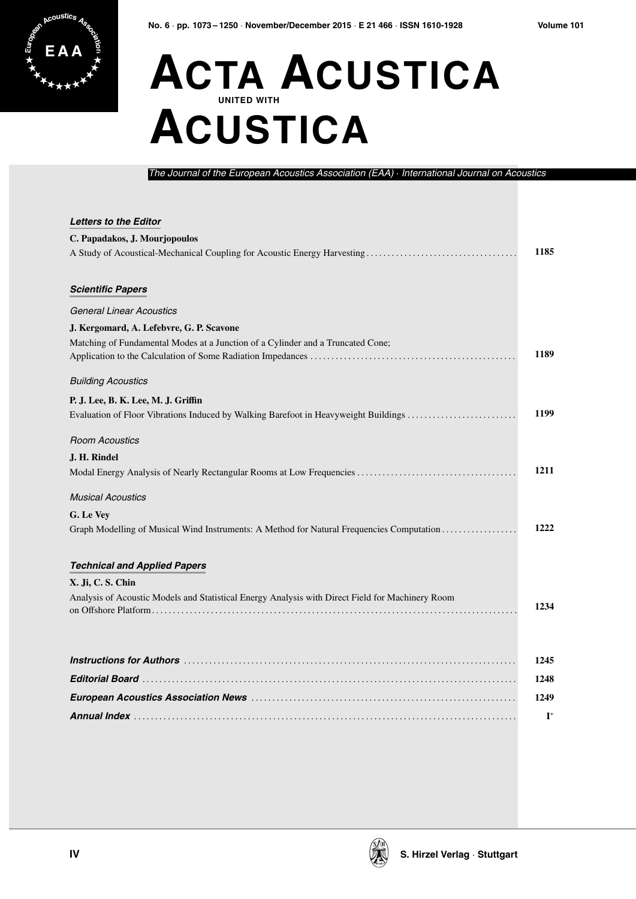# Acta Acustica united with Acustica

*The Journal of the European Acoustics Association (EAA) · International Journal on Acoustics*

## *Letters to the Editor*

**C. Papadakos, J. Mourjopoulos**
A Study of Acoustical-Mechanical Coupling for Acoustic Energy Harvesting ... **1185**

## *Scientific Papers*

*General Linear Acoustics*

**J. Kergomard, A. Lefebvre, G. P. Scavone**
Matching of Fundamental Modes at a Junction of a Cylinder and a Truncated Cone; Application to the Calculation of Some Radiation Impedances ... **1189**

*Building Acoustics*

**P. J. Lee, B. K. Lee, M. J. Griffin**
Evaluation of Floor Vibrations Induced by Walking Barefoot in Heavyweight Buildings ... **1199**

*Room Acoustics*

**J. H. Rindel**
Modal Energy Analysis of Nearly Rectangular Rooms at Low Frequencies ... **1211**

*Musical Acoustics*

**G. Le Vey**
Graph Modelling of Musical Wind Instruments: A Method for Natural Frequencies Computation ... **1222**

## *Technical and Applied Papers*

**X. Ji, C. S. Chin**
Analysis of Acoustic Models and Statistical Energy Analysis with Direct Field for Machinery Room on Offshore Platform ... **1234**

***Instructions for Authors*** ... **1245**
***Editorial Board*** ... **1248**
***European Acoustics Association News*** ... **1249**
***Annual Index*** ... **I***

S. Hirzel Verlag · Stuttgart